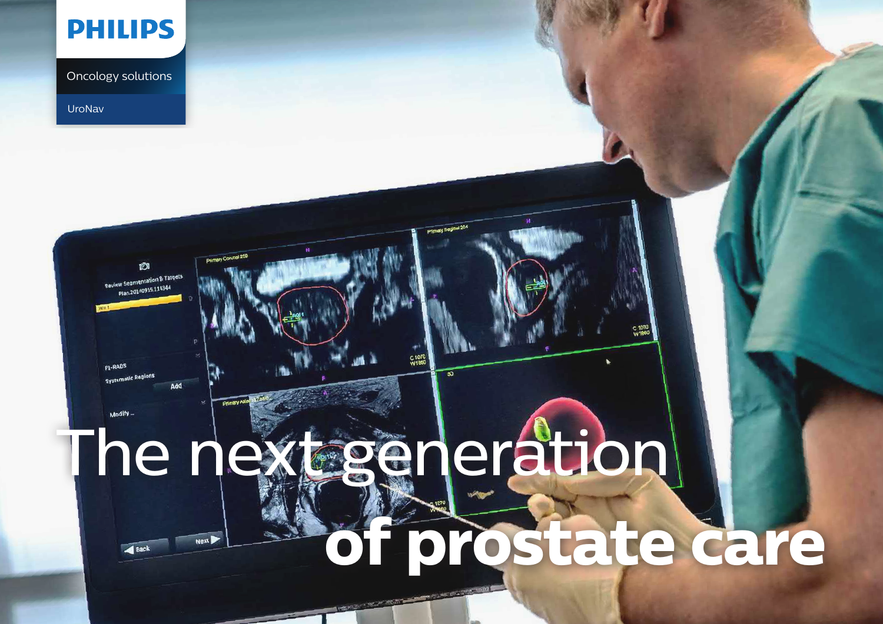PHILIPS

Oncology solutions

UroNav

# The next generation of prostate care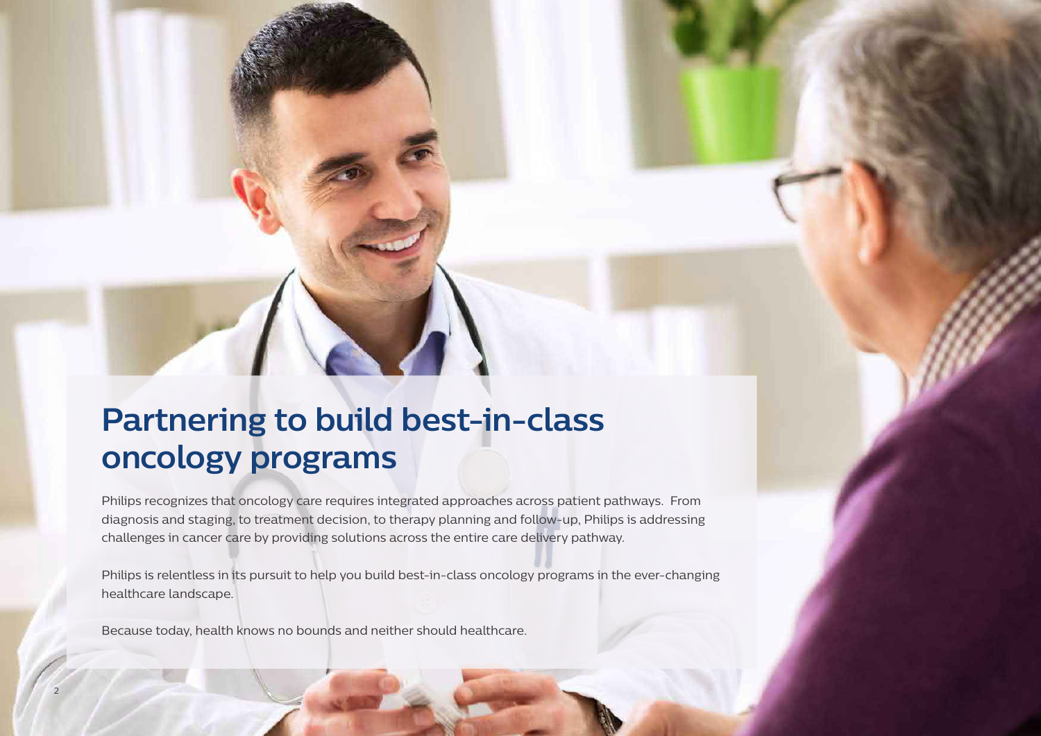# Partnering to build best-in-class oncology programs

Philips recognizes that oncology care requires integrated approaches across patient pathways. From diagnosis and staging, to treatment decision, to therapy planning and follow-up, Philips is addressing challenges in cancer care by providing solutions across the entire care delivery pathway.

Philips is relentless in its pursuit to help you build best-in-class oncology programs in the ever-changing healthcare landscape.

Because today, health knows no bounds and neither should healthcare.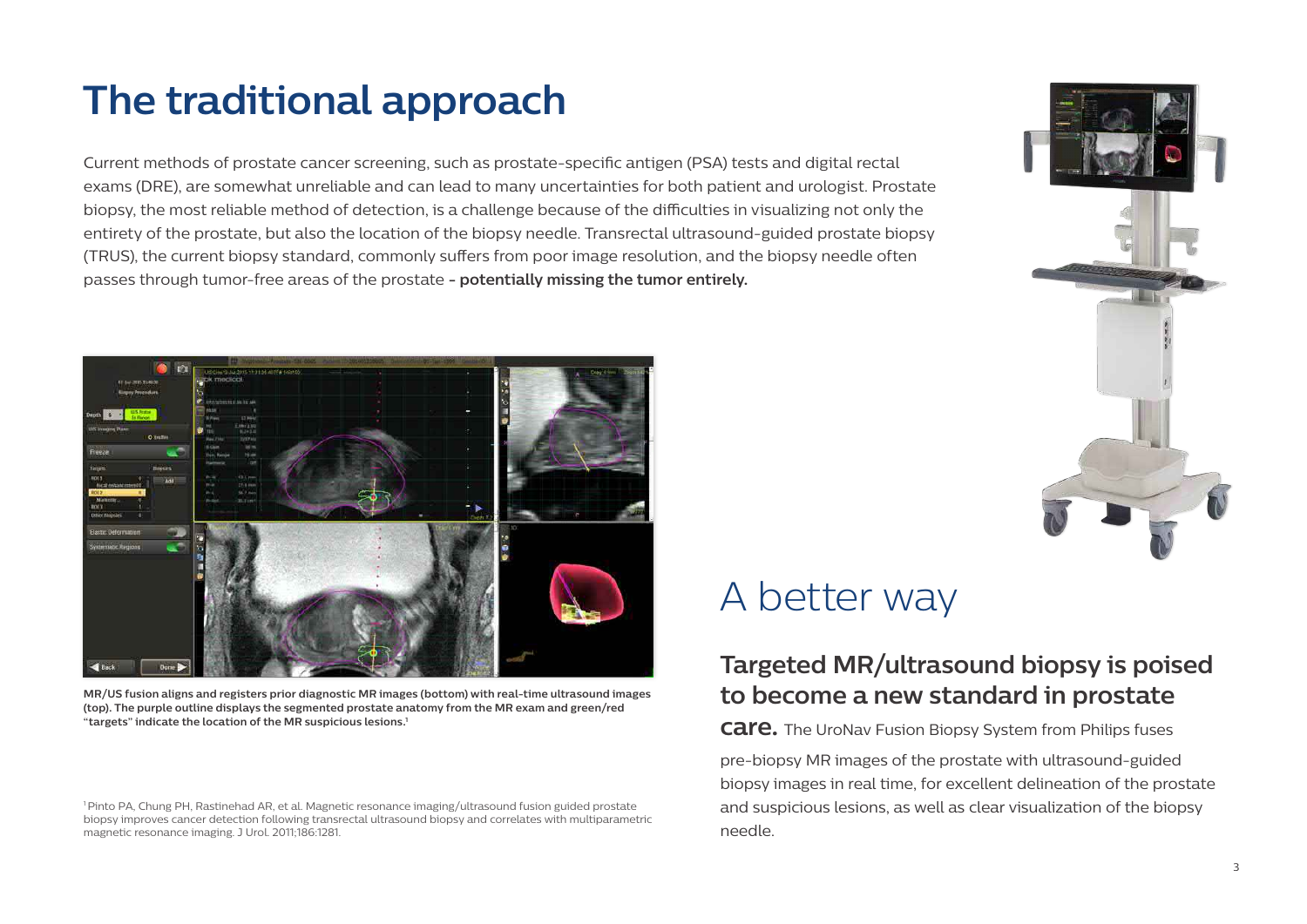# The traditional approach

Current methods of prostate cancer screening, such as prostate-specific antigen (PSA) tests and digital rectal exams (DRE), are somewhat unreliable and can lead to many uncertainties for both patient and urologist. Prostate biopsy, the most reliable method of detection, is a challenge because of the difficulties in visualizing not only the entirety of the prostate, but also the location of the biopsy needle. Transrectal ultrasound-guided prostate biopsy (TRUS), the current biopsy standard, commonly suffers from poor image resolution, and the biopsy needle often passes through tumor-free areas of the prostate **- potentially missing the tumor entirely.**

**MR/US fusion aligns and registers prior diagnostic MR images (bottom) with real-time ultrasound images (top). The purple outline displays the segmented prostate anatomy from the MR exam and green/red "targets" indicate the location of the MR suspicious lesions.[1]**

## A better way

### Targeted MR/ultrasound biopsy is poised to become a new standard in prostate care.

The UroNav Fusion Biopsy System from Philips fuses pre-biopsy MR images of the prostate with ultrasound-guided biopsy images in real time, for excellent delineation of the prostate and suspicious lesions, as well as clear visualization of the biopsy needle.

[1] Pinto PA, Chung PH, Rastinehad AR, et al. Magnetic resonance imaging/ultrasound fusion guided prostate biopsy improves cancer detection following transrectal ultrasound biopsy and correlates with multiparametric magnetic resonance imaging. J Urol. 2011;186:1281.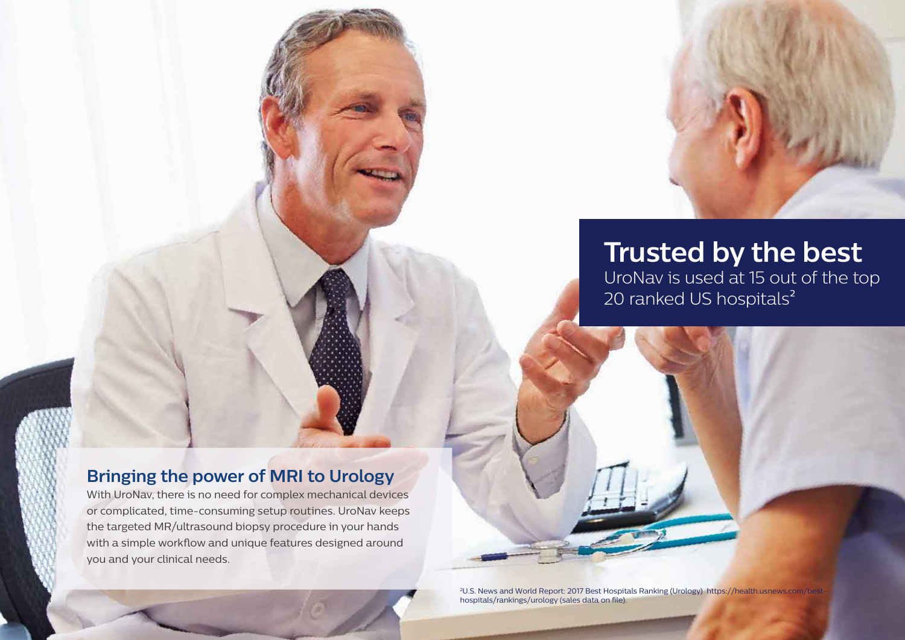## Trusted by the best

UroNav is used at 15 out of the top 20 ranked US hospitals[2]

## Bringing the power of MRI to Urology

With UroNav, there is no need for complex mechanical devices or complicated, time-consuming setup routines. UroNav keeps the targeted MR/ultrasound biopsy procedure in your hands with a simple workflow and unique features designed around you and your clinical needs.

[2]U.S. News and World Report: 2017 Best Hospitals Ranking (Urology) https://health.usnews.com/best-hospitals/rankings/urology (sales data on file).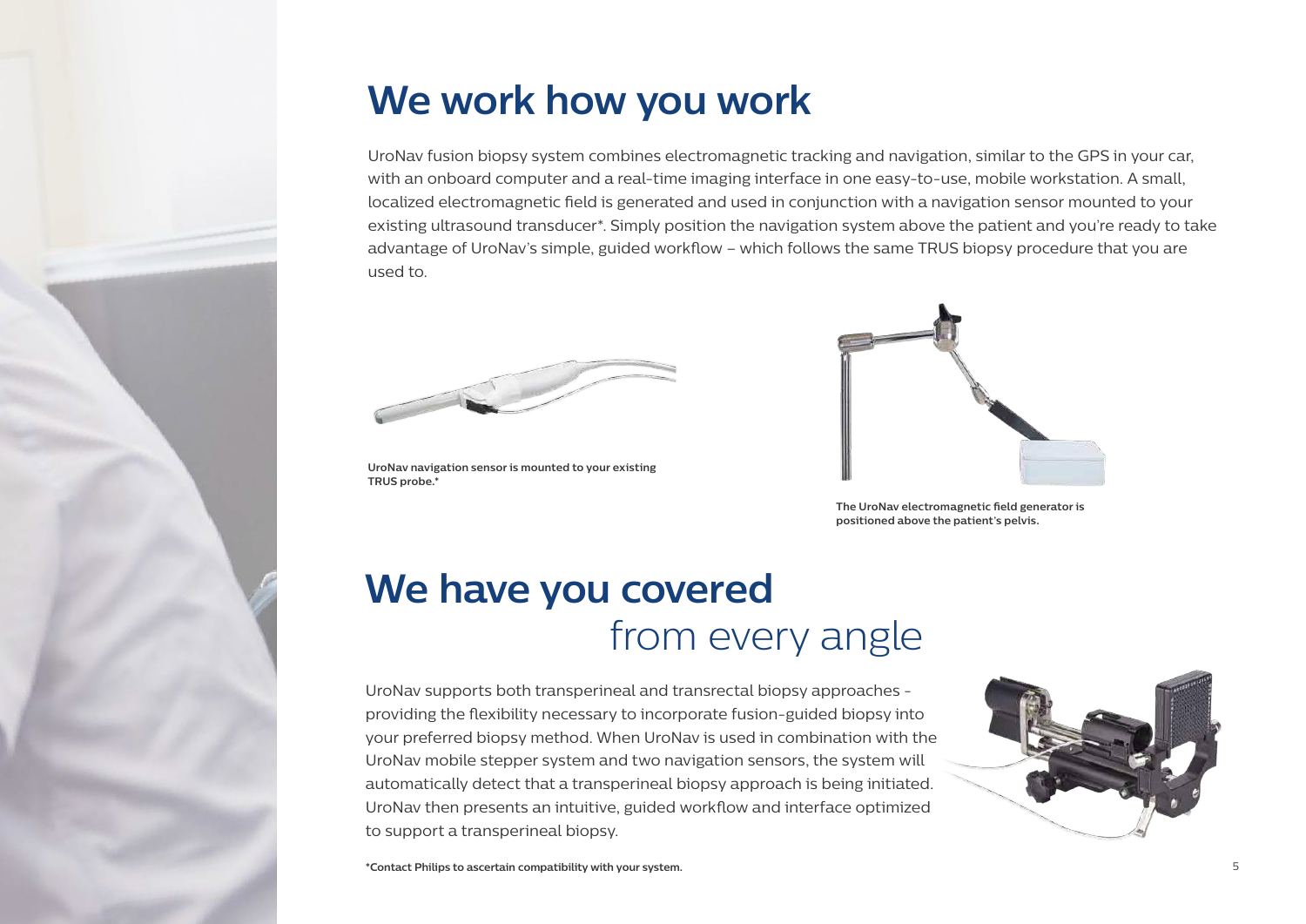# We work how you work

UroNav fusion biopsy system combines electromagnetic tracking and navigation, similar to the GPS in your car, with an onboard computer and a real-time imaging interface in one easy-to-use, mobile workstation. A small, localized electromagnetic field is generated and used in conjunction with a navigation sensor mounted to your existing ultrasound transducer*. Simply position the navigation system above the patient and you're ready to take advantage of UroNav's simple, guided workflow – which follows the same TRUS biopsy procedure that you are used to.

**UroNav navigation sensor is mounted to your existing TRUS probe.***

**The UroNav electromagnetic field generator is positioned above the patient's pelvis.**

# We have you covered from every angle

UroNav supports both transperineal and transrectal biopsy approaches - providing the flexibility necessary to incorporate fusion-guided biopsy into your preferred biopsy method. When UroNav is used in combination with the UroNav mobile stepper system and two navigation sensors, the system will automatically detect that a transperineal biopsy approach is being initiated. UroNav then presents an intuitive, guided workflow and interface optimized to support a transperineal biopsy.

**\*Contact Philips to ascertain compatibility with your system.**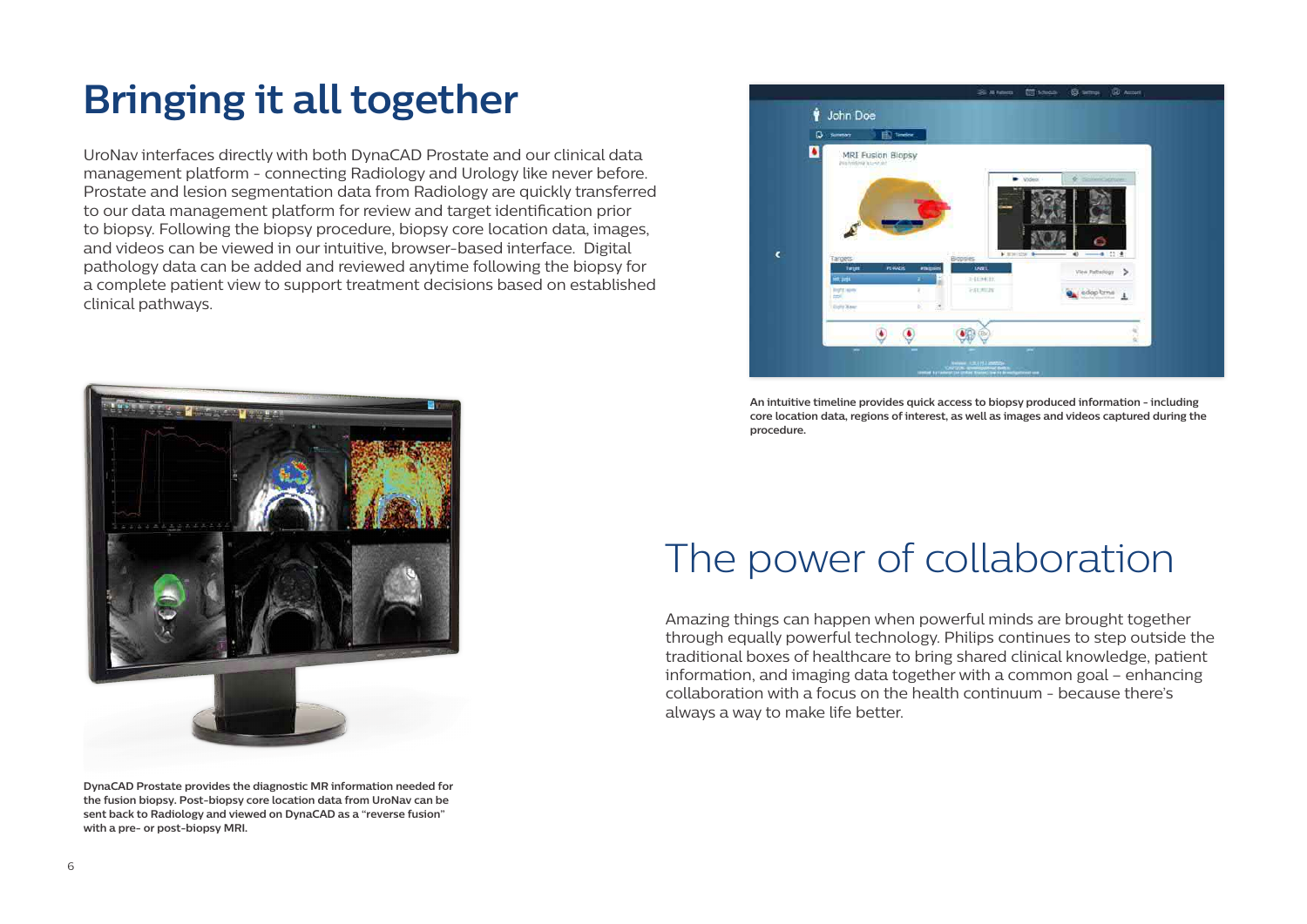# Bringing it all together

UroNav interfaces directly with both DynaCAD Prostate and our clinical data management platform - connecting Radiology and Urology like never before. Prostate and lesion segmentation data from Radiology are quickly transferred to our data management platform for review and target identification prior to biopsy. Following the biopsy procedure, biopsy core location data, images, and videos can be viewed in our intuitive, browser-based interface. Digital pathology data can be added and reviewed anytime following the biopsy for a complete patient view to support treatment decisions based on established clinical pathways.

**An intuitive timeline provides quick access to biopsy produced information - including core location data, regions of interest, as well as images and videos captured during the procedure.**

**DynaCAD Prostate provides the diagnostic MR information needed for the fusion biopsy. Post-biopsy core location data from UroNav can be sent back to Radiology and viewed on DynaCAD as a "reverse fusion" with a pre- or post-biopsy MRI.**

# The power of collaboration

Amazing things can happen when powerful minds are brought together through equally powerful technology. Philips continues to step outside the traditional boxes of healthcare to bring shared clinical knowledge, patient information, and imaging data together with a common goal – enhancing collaboration with a focus on the health continuum - because there's always a way to make life better.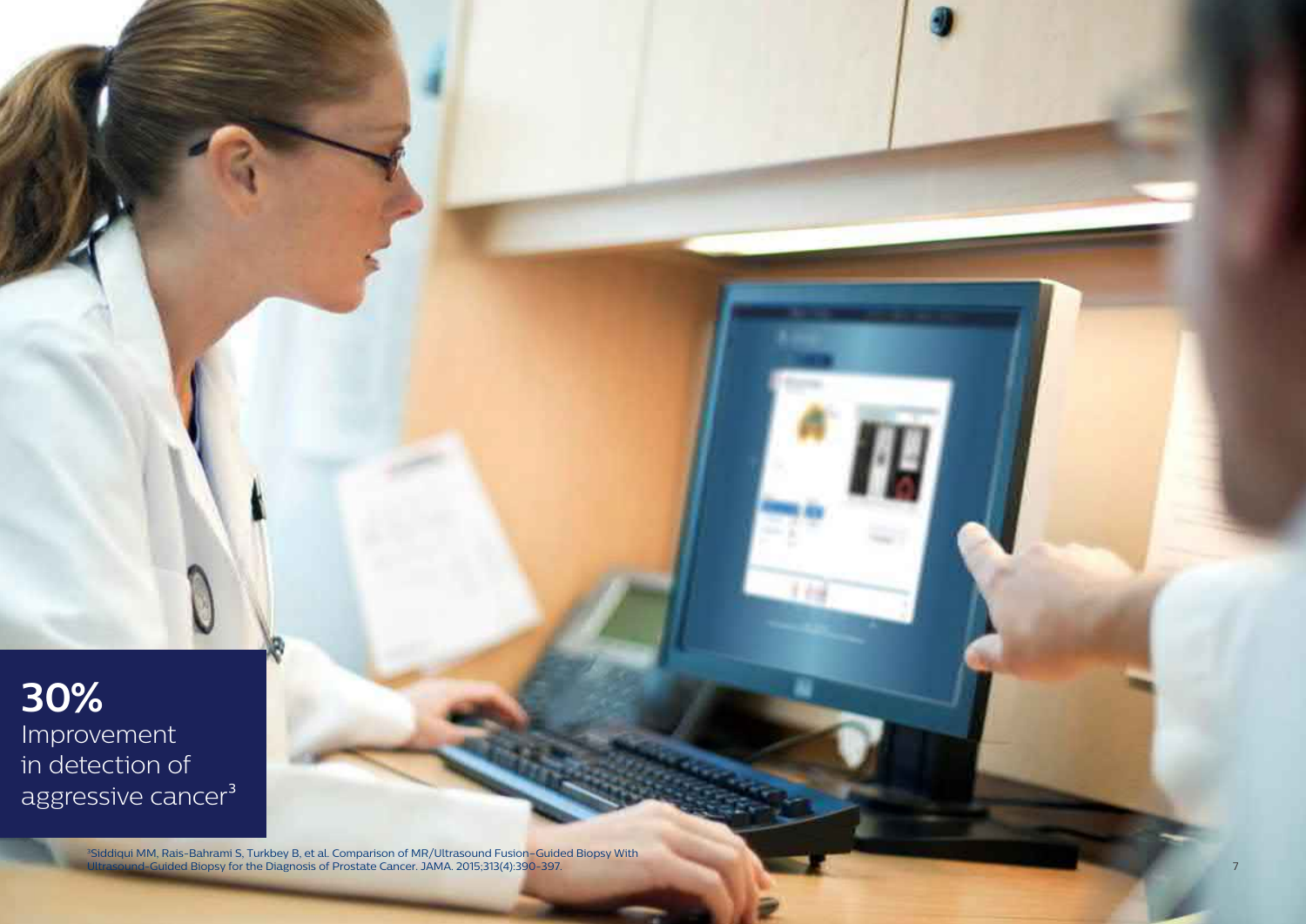**30%**
Improvement in detection of aggressive cancer[3]

[3] Siddiqui MM, Rais-Bahrami S, Turkbey B, et al. Comparison of MR/Ultrasound Fusion-Guided Biopsy With Ultrasound-Guided Biopsy for the Diagnosis of Prostate Cancer. JAMA. 2015;313(4):390-397.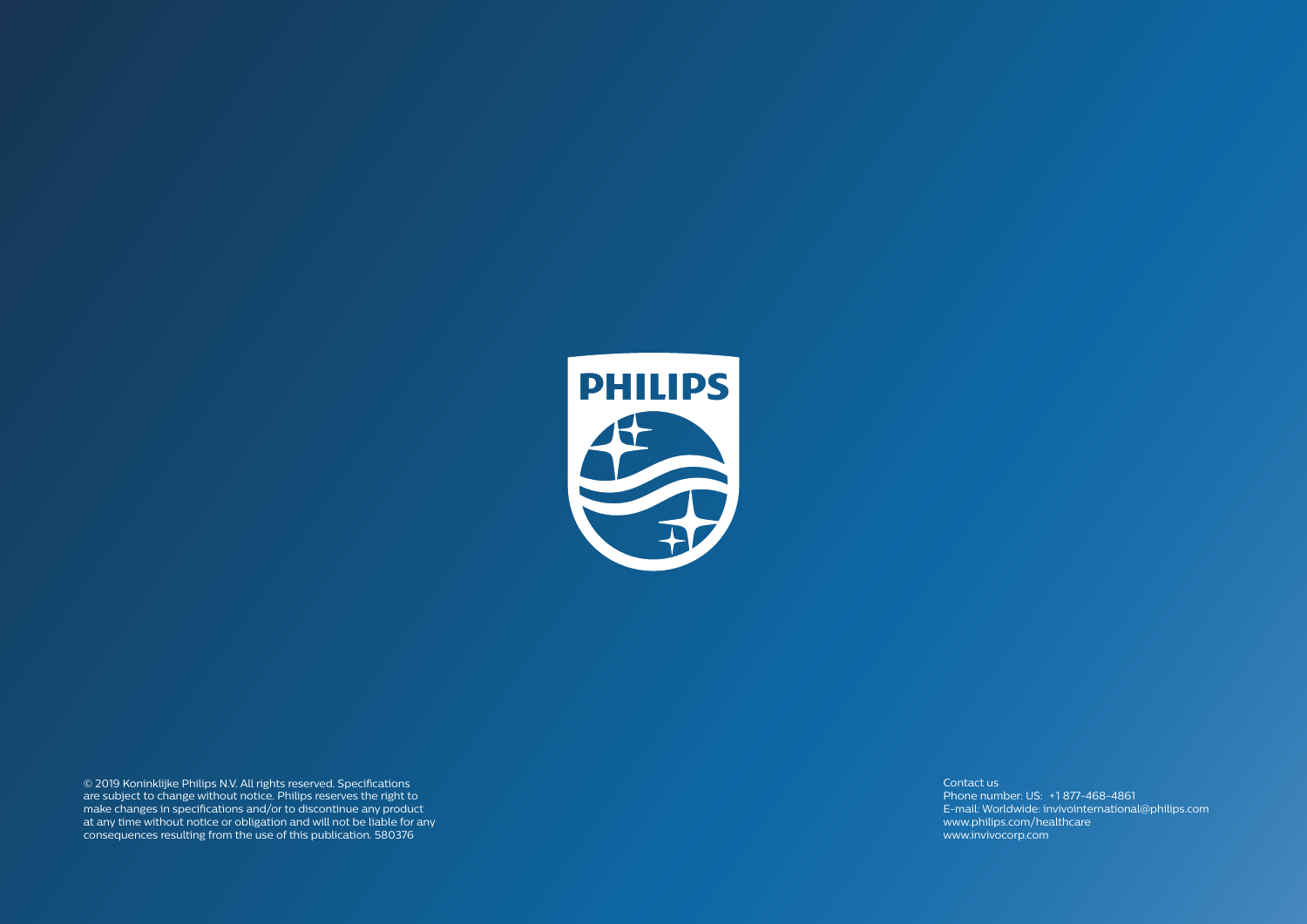PHILIPS

© 2019 Koninklijke Philips N.V. All rights reserved. Specifications are subject to change without notice. Philips reserves the right to make changes in specifications and/or to discontinue any product at any time without notice or obligation and will not be liable for any consequences resulting from the use of this publication. 580376

Contact us
Phone number: US: +1 877-468-4861
E-mail: Worldwide: invivointernational@philips.com
www.philips.com/healthcare
www.invivocorp.com